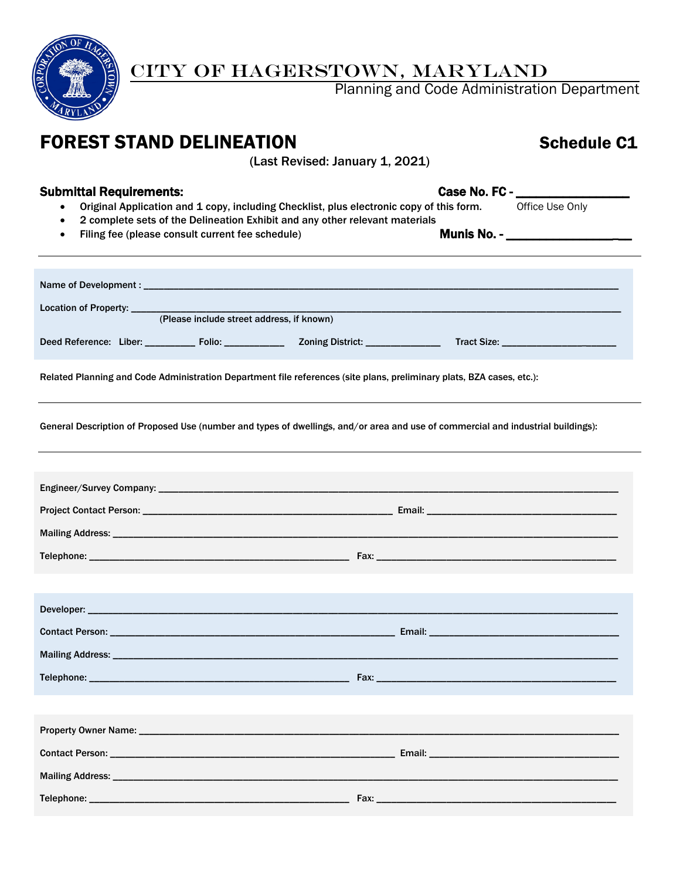# CITY OF HAGERSTOWN, MARYLAND

Planning and Code Administration Department

## FOREST STAND DELINEATION

**Schedule C1**

(Last Revised: January 1, 2021)

**Submittal Requirements:**

**Case No. FC -** _______________
Office Use Only

- Original Application and 1 copy, including Checklist, plus electronic copy of this form.
- 2 complete sets of the Delineation Exhibit and any other relevant materials
- Filing fee (please consult current fee schedule)

**Munis No. -** _________________

---

Name of Development : ______________________________________________

Location of Property: ______________________________________________
(Please include street address, if known)

Deed Reference: Liber: _________ Folio: ___________ Zoning District: ______________ Tract Size: ______________________

Related Planning and Code Administration Department file references (site plans, preliminary plats, BZA cases, etc.):

---

General Description of Proposed Use (number and types of dwellings, and/or area and use of commercial and industrial buildings):

---

Engineer/Survey Company: ______________________________________________

Project Contact Person: ______________________________ Email: ______________________________

Mailing Address: ______________________________________________

Telephone: ______________________________ Fax: ______________________________

Developer: ______________________________________________

Contact Person: ______________________________ Email: ______________________________

Mailing Address: ______________________________________________

Telephone: ______________________________ Fax: ______________________________

Property Owner Name: ______________________________________________

Contact Person: ______________________________ Email: ______________________________

Mailing Address: ______________________________________________

Telephone: ______________________________ Fax: ______________________________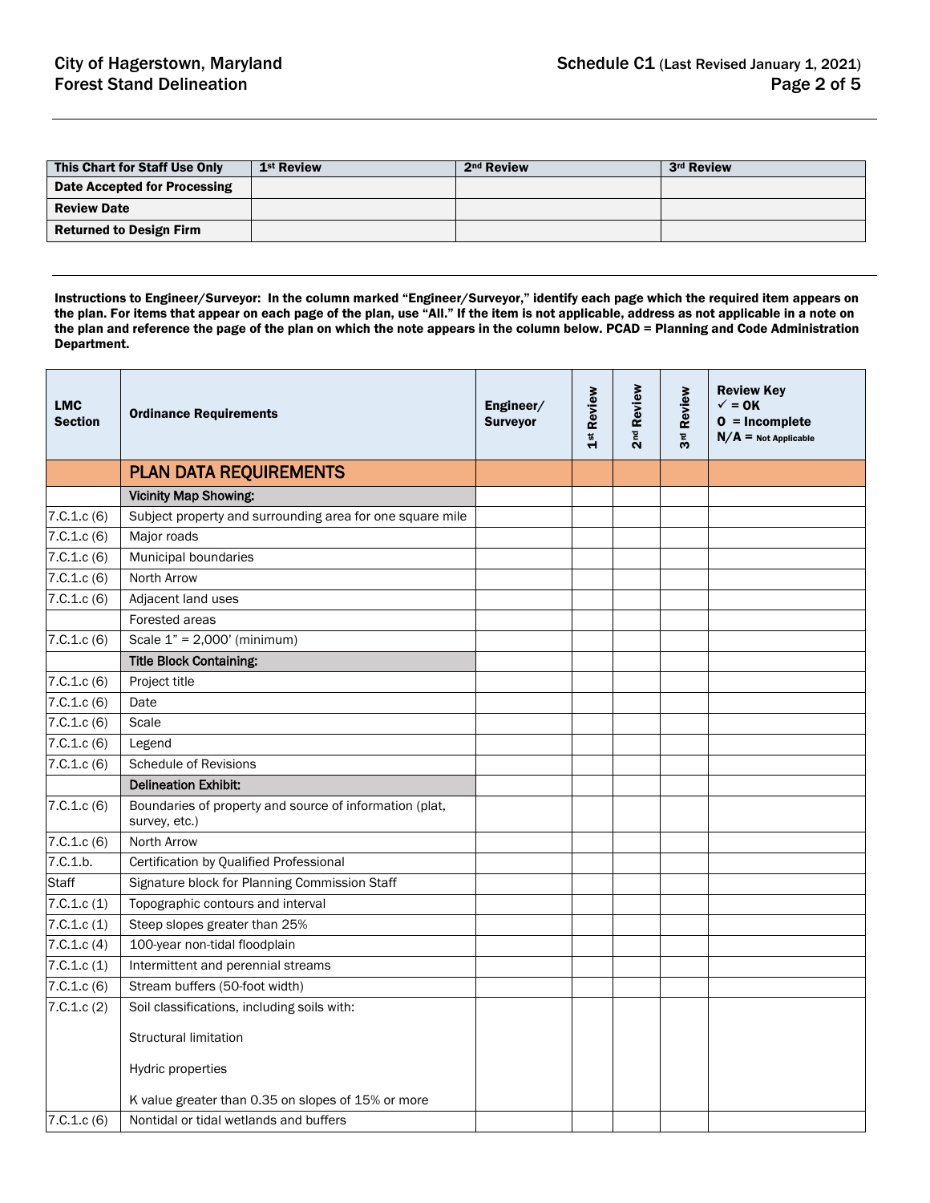| This Chart for Staff Use Only | 1st Review | 2nd Review | 3rd Review |
|---|---|---|---|
| Date Accepted for Processing | | | |
| Review Date | | | |
| Returned to Design Firm | | | |

**Instructions to Engineer/Surveyor: In the column marked "Engineer/Surveyor," identify each page which the required item appears on the plan. For items that appear on each page of the plan, use "All." If the item is not applicable, address as not applicable in a note on the plan and reference the page of the plan on which the note appears in the column below. PCAD = Planning and Code Administration Department.**

| LMC Section | Ordinance Requirements | Engineer/ Surveyor | 1st Review | 2nd Review | 3rd Review | Review Key ✓ = OK O = Incomplete N/A = Not Applicable |
|---|---|---|---|---|---|---|
| | **PLAN DATA REQUIREMENTS** | | | | | |
| | **Vicinity Map Showing:** | | | | | |
| 7.C.1.c (6) | Subject property and surrounding area for one square mile | | | | | |
| 7.C.1.c (6) | Major roads | | | | | |
| 7.C.1.c (6) | Municipal boundaries | | | | | |
| 7.C.1.c (6) | North Arrow | | | | | |
| 7.C.1.c (6) | Adjacent land uses | | | | | |
| | Forested areas | | | | | |
| 7.C.1.c (6) | Scale 1" = 2,000' (minimum) | | | | | |
| | **Title Block Containing:** | | | | | |
| 7.C.1.c (6) | Project title | | | | | |
| 7.C.1.c (6) | Date | | | | | |
| 7.C.1.c (6) | Scale | | | | | |
| 7.C.1.c (6) | Legend | | | | | |
| 7.C.1.c (6) | Schedule of Revisions | | | | | |
| | **Delineation Exhibit:** | | | | | |
| 7.C.1.c (6) | Boundaries of property and source of information (plat, survey, etc.) | | | | | |
| 7.C.1.c (6) | North Arrow | | | | | |
| 7.C.1.b. | Certification by Qualified Professional | | | | | |
| Staff | Signature block for Planning Commission Staff | | | | | |
| 7.C.1.c (1) | Topographic contours and interval | | | | | |
| 7.C.1.c (1) | Steep slopes greater than 25% | | | | | |
| 7.C.1.c (4) | 100-year non-tidal floodplain | | | | | |
| 7.C.1.c (1) | Intermittent and perennial streams | | | | | |
| 7.C.1.c (6) | Stream buffers (50-foot width) | | | | | |
| 7.C.1.c (2) | Soil classifications, including soils with: Structural limitation; Hydric properties; K value greater than 0.35 on slopes of 15% or more | | | | | |
| 7.C.1.c (6) | Nontidal or tidal wetlands and buffers | | | | | |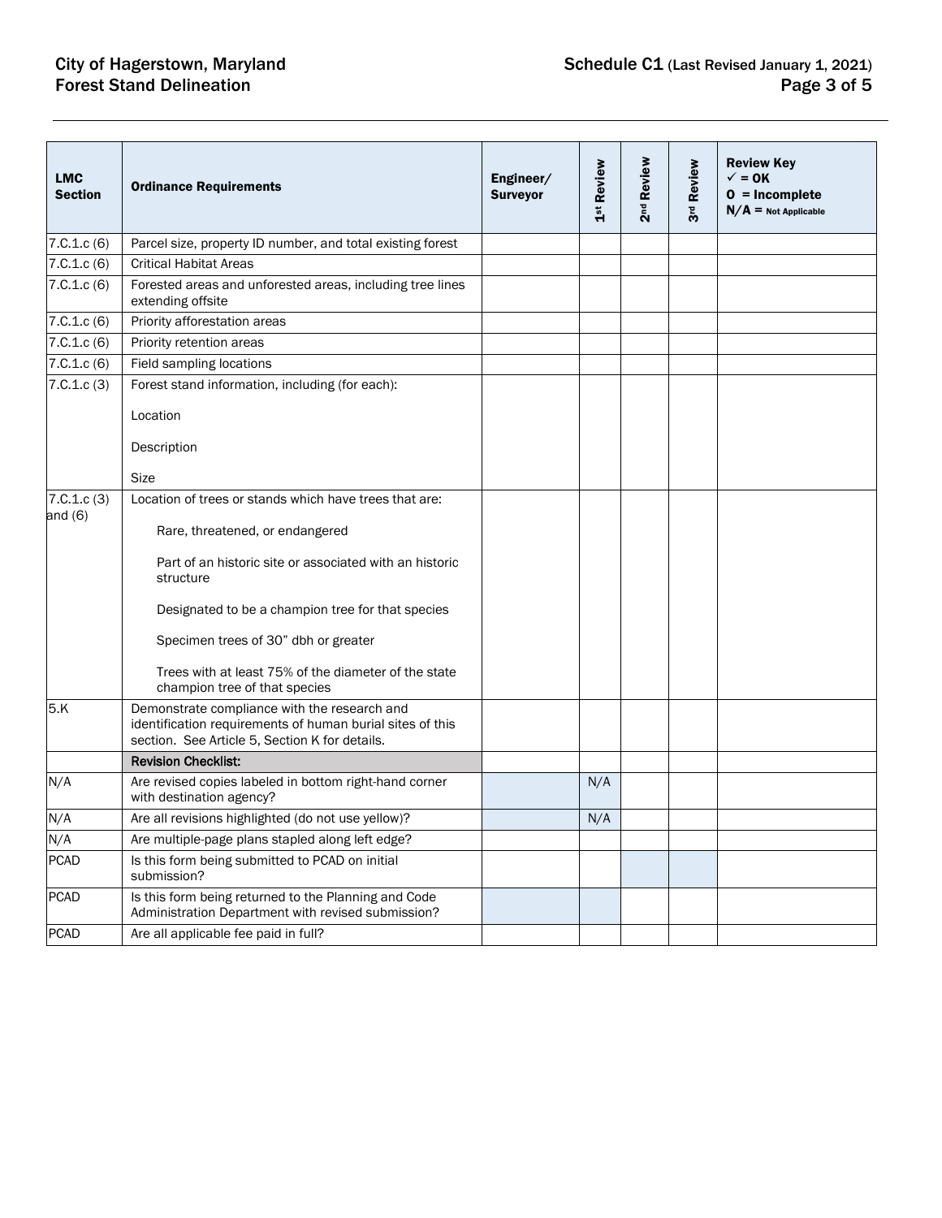| LMC Section | Ordinance Requirements | Engineer/ Surveyor | 1st Review | 2nd Review | 3rd Review | Review Key<br>✓ = OK<br>O = Incomplete<br>N/A = Not Applicable |
|---|---|---|---|---|---|---|
| 7.C.1.c (6) | Parcel size, property ID number, and total existing forest | | | | | |
| 7.C.1.c (6) | Critical Habitat Areas | | | | | |
| 7.C.1.c (6) | Forested areas and unforested areas, including tree lines extending offsite | | | | | |
| 7.C.1.c (6) | Priority afforestation areas | | | | | |
| 7.C.1.c (6) | Priority retention areas | | | | | |
| 7.C.1.c (6) | Field sampling locations | | | | | |
| 7.C.1.c (3) | Forest stand information, including (for each):<br><br>Location<br><br>Description<br><br>Size | | | | | |
| 7.C.1.c (3) and (6) | Location of trees or stands which have trees that are:<br><br>Rare, threatened, or endangered<br><br>Part of an historic site or associated with an historic structure<br><br>Designated to be a champion tree for that species<br><br>Specimen trees of 30" dbh or greater<br><br>Trees with at least 75% of the diameter of the state champion tree of that species | | | | | |
| 5.K | Demonstrate compliance with the research and identification requirements of human burial sites of this section. See Article 5, Section K for details. | | | | | |
| | **Revision Checklist:** | | | | | |
| N/A | Are revised copies labeled in bottom right-hand corner with destination agency? | | N/A | | | |
| N/A | Are all revisions highlighted (do not use yellow)? | | N/A | | | |
| N/A | Are multiple-page plans stapled along left edge? | | | | | |
| PCAD | Is this form being submitted to PCAD on initial submission? | | | | | |
| PCAD | Is this form being returned to the Planning and Code Administration Department with revised submission? | | | | | |
| PCAD | Are all applicable fee paid in full? | | | | | |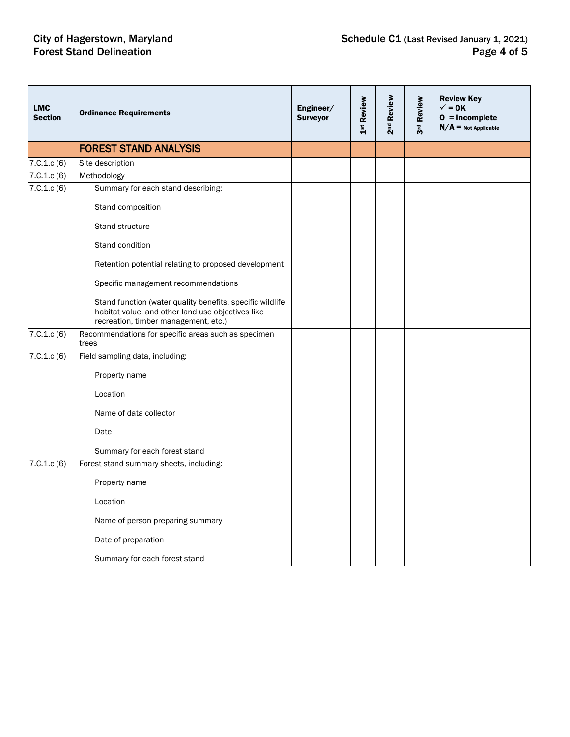| LMC Section | Ordinance Requirements | Engineer/ Surveyor | 1st Review | 2nd Review | 3rd Review | Review Key<br>✓ = OK<br>O = Incomplete<br>N/A = Not Applicable |
|---|---|---|---|---|---|---|
| | **FOREST STAND ANALYSIS** | | | | | |
| 7.C.1.c (6) | Site description | | | | | |
| 7.C.1.c (6) | Methodology | | | | | |
| 7.C.1.c (6) | Summary for each stand describing:<br><br>Stand composition<br><br>Stand structure<br><br>Stand condition<br><br>Retention potential relating to proposed development<br><br>Specific management recommendations<br><br>Stand function (water quality benefits, specific wildlife habitat value, and other land use objectives like recreation, timber management, etc.) | | | | | |
| 7.C.1.c (6) | Recommendations for specific areas such as specimen trees | | | | | |
| 7.C.1.c (6) | Field sampling data, including:<br><br>Property name<br><br>Location<br><br>Name of data collector<br><br>Date<br><br>Summary for each forest stand | | | | | |
| 7.C.1.c (6) | Forest stand summary sheets, including:<br><br>Property name<br><br>Location<br><br>Name of person preparing summary<br><br>Date of preparation<br><br>Summary for each forest stand | | | | | |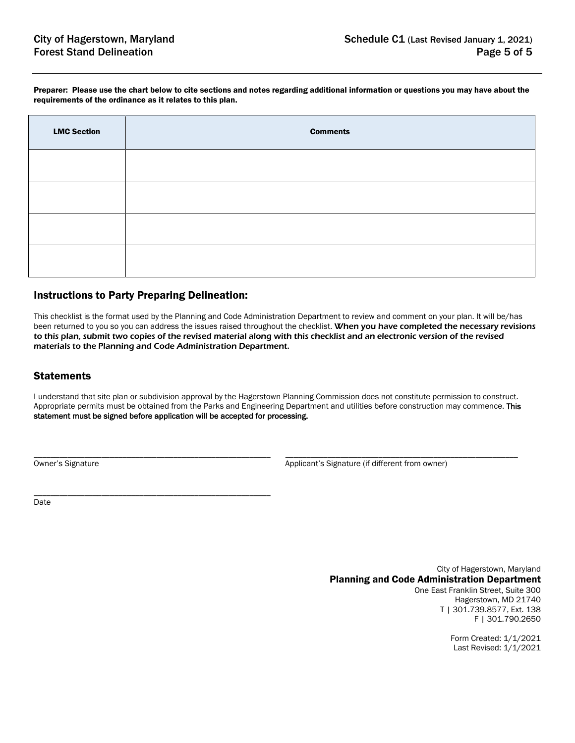**Preparer: Please use the chart below to cite sections and notes regarding additional information or questions you may have about the requirements of the ordinance as it relates to this plan.**

| LMC Section | Comments |
|---|---|
| | |
| | |
| | |
| | |

## Instructions to Party Preparing Delineation:

This checklist is the format used by the Planning and Code Administration Department to review and comment on your plan. It will be/has been returned to you so you can address the issues raised throughout the checklist. ***When you have completed the necessary revisions to this plan, submit two copies of the revised material along with this checklist and an electronic version of the revised materials to the Planning and Code Administration Department.***

## Statements

I understand that site plan or subdivision approval by the Hagerstown Planning Commission does not constitute permission to construct. Appropriate permits must be obtained from the Parks and Engineering Department and utilities before construction may commence. This statement must be signed before application will be accepted for processing.

\_\_\_\_\_\_\_\_\_\_\_\_\_\_\_\_\_\_\_\_\_\_\_\_\_\_\_\_\_\_\_\_\_\_\_\_\_\_\_\_
Owner's Signature

\_\_\_\_\_\_\_\_\_\_\_\_\_\_\_\_\_\_\_\_\_\_\_\_\_\_\_\_\_\_\_\_\_\_\_\_\_\_\_\_
Applicant's Signature (if different from owner)

\_\_\_\_\_\_\_\_\_\_\_\_\_\_\_\_\_\_\_\_\_\_\_\_\_\_\_\_\_\_\_\_\_\_\_\_\_\_\_\_
Date

City of Hagerstown, Maryland
**Planning and Code Administration Department**
One East Franklin Street, Suite 300
Hagerstown, MD 21740
T | 301.739.8577, Ext. 138
F | 301.790.2650

Form Created: 1/1/2021
Last Revised: 1/1/2021